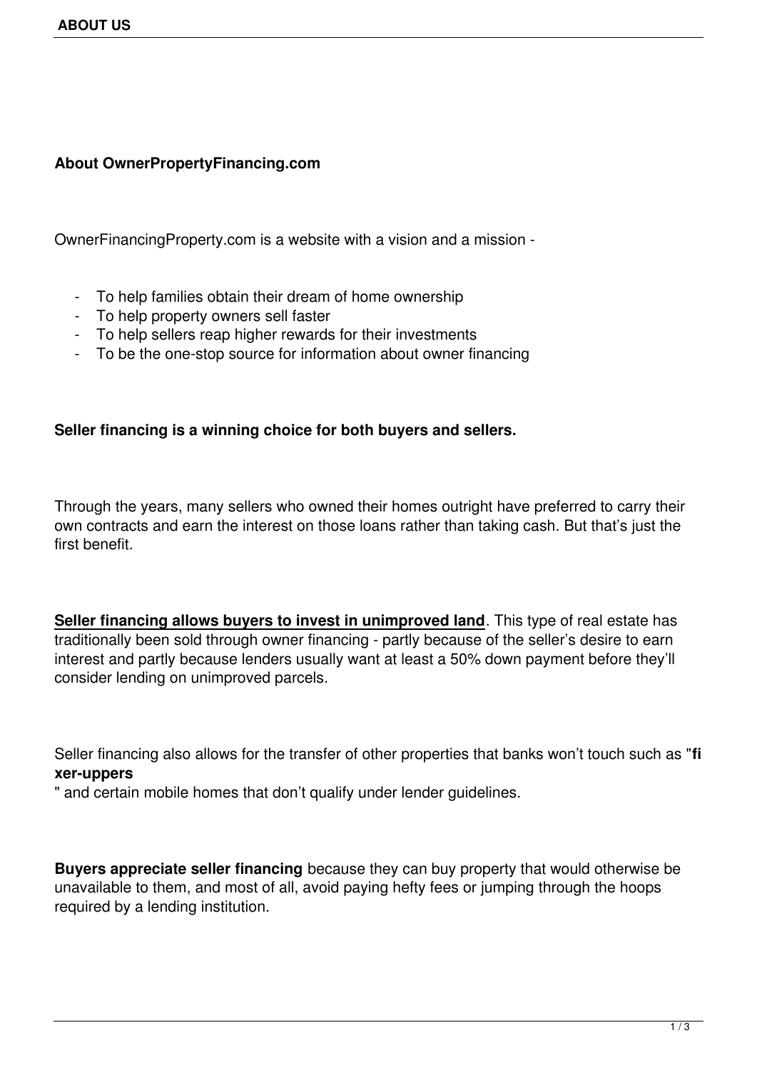## About OwnerPropertyFinancing.com

OwnerFinancingProperty.com is a website with a vision and a mission -

- To help families obtain their dream of home ownership
- To help property owners sell faster
- To help sellers reap higher rewards for their investments
- To be the one-stop source for information about owner financing

**Seller financing is a winning choice for both buyers and sellers.**

Through the years, many sellers who owned their homes outright have preferred to carry their own contracts and earn the interest on those loans rather than taking cash. But that's just the first benefit.

**Seller financing allows buyers to invest in unimproved land**. This type of real estate has traditionally been sold through owner financing - partly because of the seller's desire to earn interest and partly because lenders usually want at least a 50% down payment before they'll consider lending on unimproved parcels.

Seller financing also allows for the transfer of other properties that banks won't touch such as "**fixer-uppers**" and certain mobile homes that don't qualify under lender guidelines.

**Buyers appreciate seller financing** because they can buy property that would otherwise be unavailable to them, and most of all, avoid paying hefty fees or jumping through the hoops required by a lending institution.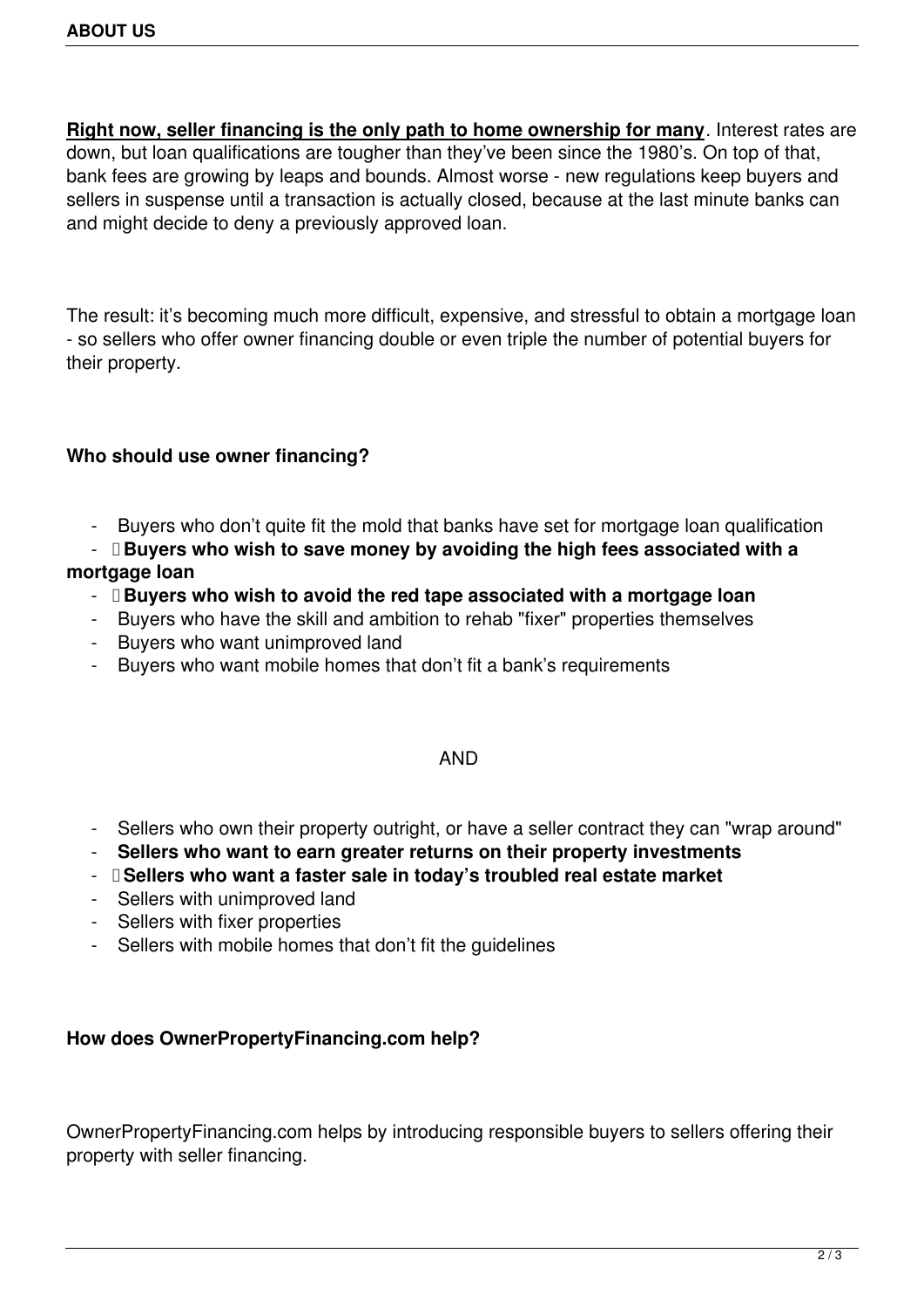**Right now, seller financing is the only path to home ownership for many**. Interest rates are down, but loan qualifications are tougher than they've been since the 1980's. On top of that, bank fees are growing by leaps and bounds. Almost worse - new regulations keep buyers and sellers in suspense until a transaction is actually closed, because at the last minute banks can and might decide to deny a previously approved loan.

The result: it's becoming much more difficult, expensive, and stressful to obtain a mortgage loan - so sellers who offer owner financing double or even triple the number of potential buyers for their property.

**Who should use owner financing?**

- Buyers who don't quite fit the mold that banks have set for mortgage loan qualification
- **Buyers who wish to save money by avoiding the high fees associated with a mortgage loan**
- **Buyers who wish to avoid the red tape associated with a mortgage loan**
- Buyers who have the skill and ambition to rehab "fixer" properties themselves
- Buyers who want unimproved land
- Buyers who want mobile homes that don't fit a bank's requirements

AND

- Sellers who own their property outright, or have a seller contract they can "wrap around"
- **Sellers who want to earn greater returns on their property investments**
- **Sellers who want a faster sale in today's troubled real estate market**
- Sellers with unimproved land
- Sellers with fixer properties
- Sellers with mobile homes that don't fit the guidelines

**How does OwnerPropertyFinancing.com help?**

OwnerPropertyFinancing.com helps by introducing responsible buyers to sellers offering their property with seller financing.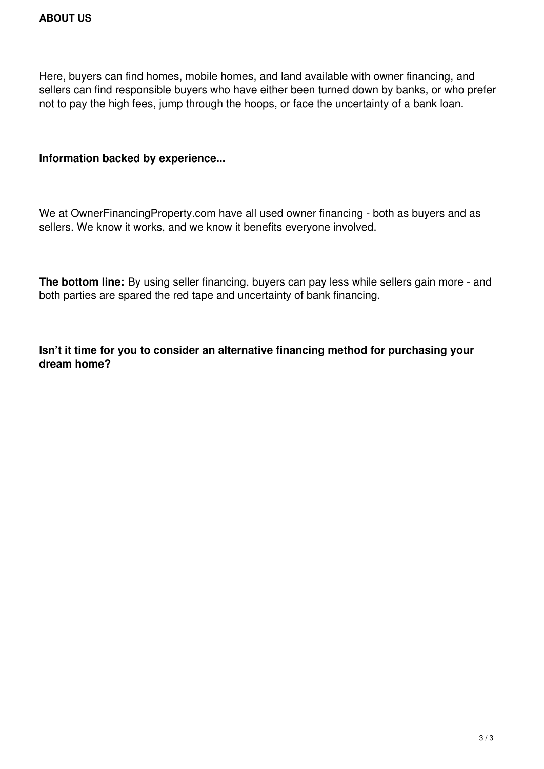Here, buyers can find homes, mobile homes, and land available with owner financing, and sellers can find responsible buyers who have either been turned down by banks, or who prefer not to pay the high fees, jump through the hoops, or face the uncertainty of a bank loan.

**Information backed by experience...**

We at OwnerFinancingProperty.com have all used owner financing - both as buyers and as sellers. We know it works, and we know it benefits everyone involved.

**The bottom line:** By using seller financing, buyers can pay less while sellers gain more - and both parties are spared the red tape and uncertainty of bank financing.

**Isn't it time for you to consider an alternative financing method for purchasing your dream home?**